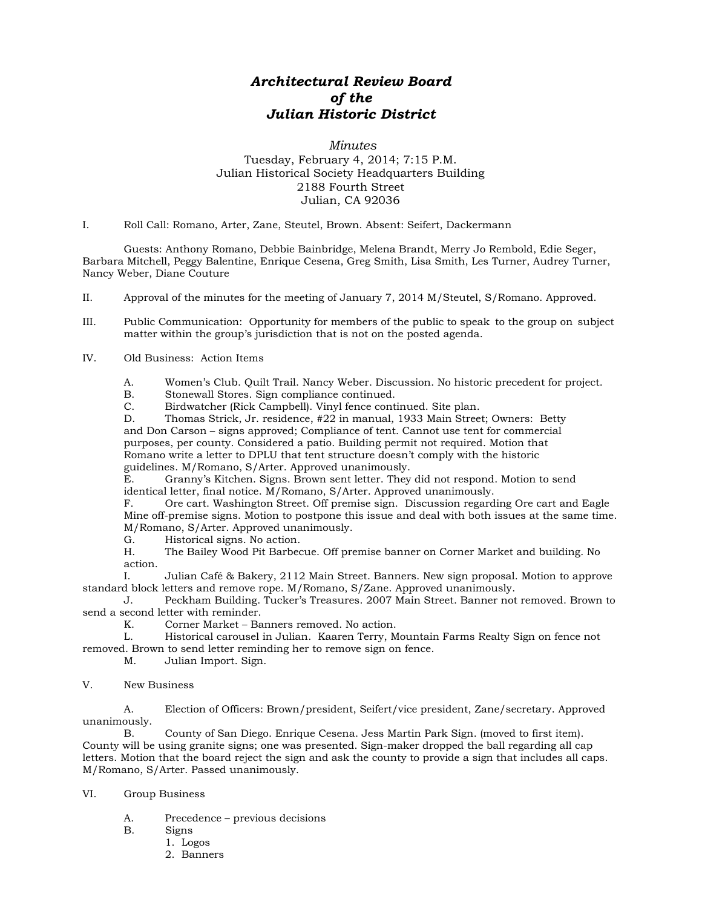# *Architectural Review Board*
# *of the*
# *Julian Historic District*

*Minutes*
Tuesday, February 4, 2014; 7:15 P.M.
Julian Historical Society Headquarters Building
2188 Fourth Street
Julian, CA 92036

I. Roll Call: Romano, Arter, Zane, Steutel, Brown. Absent: Seifert, Dackermann

Guests: Anthony Romano, Debbie Bainbridge, Melena Brandt, Merry Jo Rembold, Edie Seger, Barbara Mitchell, Peggy Balentine, Enrique Cesena, Greg Smith, Lisa Smith, Les Turner, Audrey Turner, Nancy Weber, Diane Couture

II. Approval of the minutes for the meeting of January 7, 2014 M/Steutel, S/Romano. Approved.

III. Public Communication: Opportunity for members of the public to speak to the group on subject matter within the group's jurisdiction that is not on the posted agenda.

IV. Old Business: Action Items

A. Women's Club. Quilt Trail. Nancy Weber. Discussion. No historic precedent for project.
B. Stonewall Stores. Sign compliance continued.
C. Birdwatcher (Rick Campbell). Vinyl fence continued. Site plan.
D. Thomas Strick, Jr. residence, #22 in manual, 1933 Main Street; Owners: Betty and Don Carson – signs approved; Compliance of tent. Cannot use tent for commercial purposes, per county. Considered a patio. Building permit not required. Motion that Romano write a letter to DPLU that tent structure doesn't comply with the historic guidelines. M/Romano, S/Arter. Approved unanimously.
E. Granny's Kitchen. Signs. Brown sent letter. They did not respond. Motion to send identical letter, final notice. M/Romano, S/Arter. Approved unanimously.
F. Ore cart. Washington Street. Off premise sign. Discussion regarding Ore cart and Eagle Mine off-premise signs. Motion to postpone this issue and deal with both issues at the same time. M/Romano, S/Arter. Approved unanimously.
G. Historical signs. No action.
H. The Bailey Wood Pit Barbecue. Off premise banner on Corner Market and building. No action.
I. Julian Café & Bakery, 2112 Main Street. Banners. New sign proposal. Motion to approve standard block letters and remove rope. M/Romano, S/Zane. Approved unanimously.
J. Peckham Building. Tucker's Treasures. 2007 Main Street. Banner not removed. Brown to send a second letter with reminder.
K. Corner Market – Banners removed. No action.
L. Historical carousel in Julian. Kaaren Terry, Mountain Farms Realty Sign on fence not removed. Brown to send letter reminding her to remove sign on fence.
M. Julian Import. Sign.

V. New Business

A. Election of Officers: Brown/president, Seifert/vice president, Zane/secretary. Approved unanimously.
B. County of San Diego. Enrique Cesena. Jess Martin Park Sign. (moved to first item). County will be using granite signs; one was presented. Sign-maker dropped the ball regarding all cap letters. Motion that the board reject the sign and ask the county to provide a sign that includes all caps. M/Romano, S/Arter. Passed unanimously.

VI. Group Business

A. Precedence – previous decisions
B. Signs
   1. Logos
   2. Banners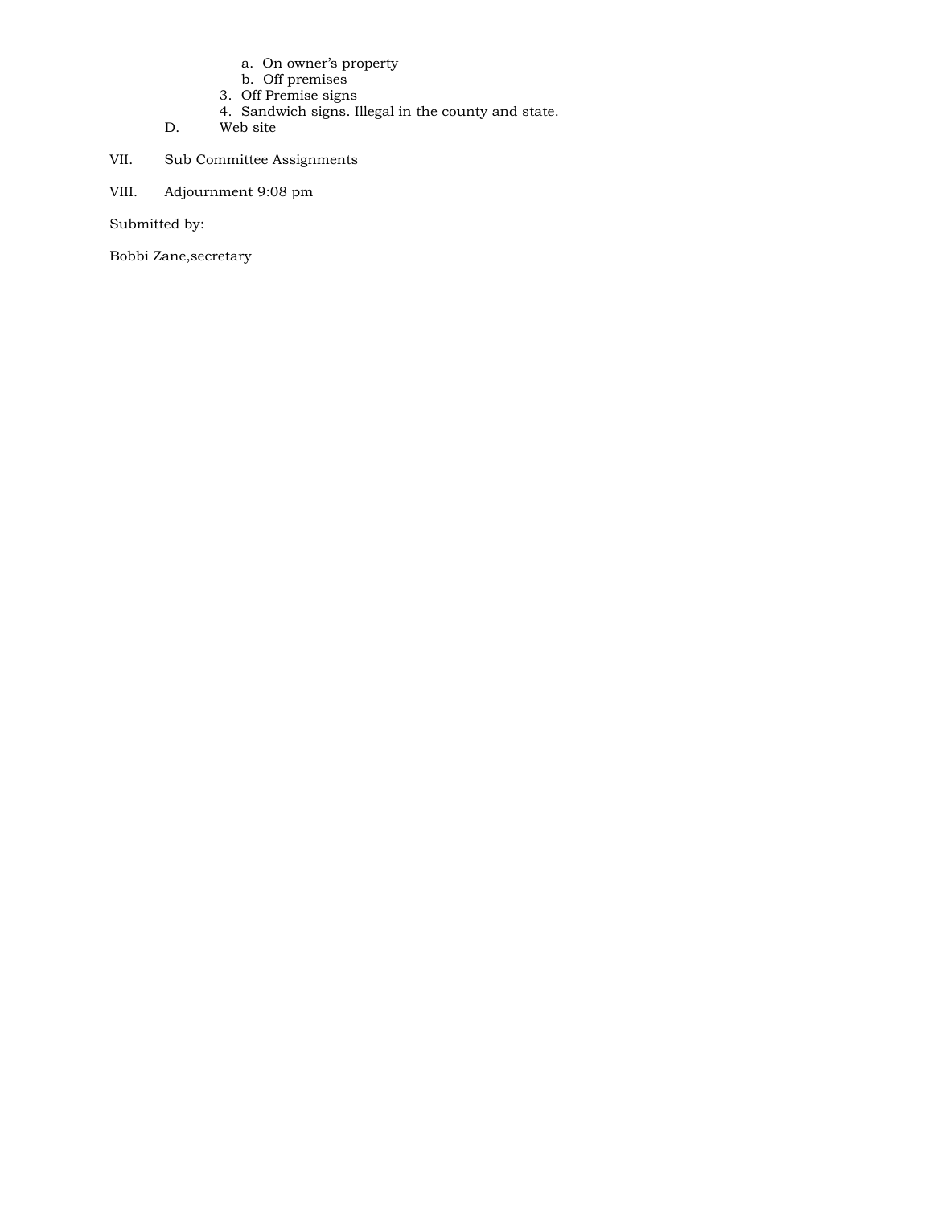a. On owner's property
        b. Off premises
    3. Off Premise signs
    4. Sandwich signs. Illegal in the county and state.
D. Web site

VII. Sub Committee Assignments

VIII. Adjournment 9:08 pm

Submitted by:

Bobbi Zane,secretary